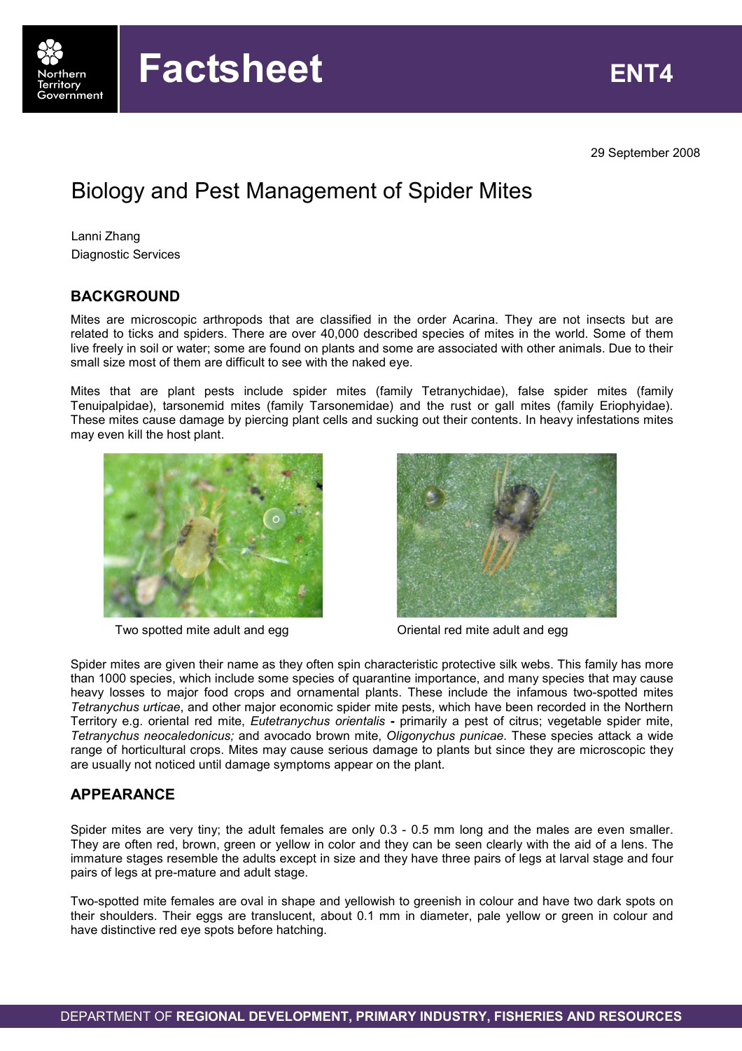Factsheet ENT4

29 September 2008

# Biology and Pest Management of Spider Mites

Lanni Zhang
Diagnostic Services

## BACKGROUND

Mites are microscopic arthropods that are classified in the order Acarina. They are not insects but are related to ticks and spiders. There are over 40,000 described species of mites in the world. Some of them live freely in soil or water; some are found on plants and some are associated with other animals. Due to their small size most of them are difficult to see with the naked eye.

Mites that are plant pests include spider mites (family Tetranychidae), false spider mites (family Tenuipalpidae), tarsonemid mites (family Tarsonemidae) and the rust or gall mites (family Eriophyidae). These mites cause damage by piercing plant cells and sucking out their contents. In heavy infestations mites may even kill the host plant.

Two spotted mite adult and egg

Oriental red mite adult and egg

Spider mites are given their name as they often spin characteristic protective silk webs. This family has more than 1000 species, which include some species of quarantine importance, and many species that may cause heavy losses to major food crops and ornamental plants. These include the infamous two-spotted mites *Tetranychus urticae*, and other major economic spider mite pests, which have been recorded in the Northern Territory e.g. oriental red mite, *Eutetranychus orientalis* **-** primarily a pest of citrus; vegetable spider mite, *Tetranychus neocaledonicus;* and avocado brown mite, *Oligonychus punicae*. These species attack a wide range of horticultural crops. Mites may cause serious damage to plants but since they are microscopic they are usually not noticed until damage symptoms appear on the plant.

## APPEARANCE

Spider mites are very tiny; the adult females are only 0.3 - 0.5 mm long and the males are even smaller. They are often red, brown, green or yellow in color and they can be seen clearly with the aid of a lens. The immature stages resemble the adults except in size and they have three pairs of legs at larval stage and four pairs of legs at pre-mature and adult stage.

Two-spotted mite females are oval in shape and yellowish to greenish in colour and have two dark spots on their shoulders. Their eggs are translucent, about 0.1 mm in diameter, pale yellow or green in colour and have distinctive red eye spots before hatching.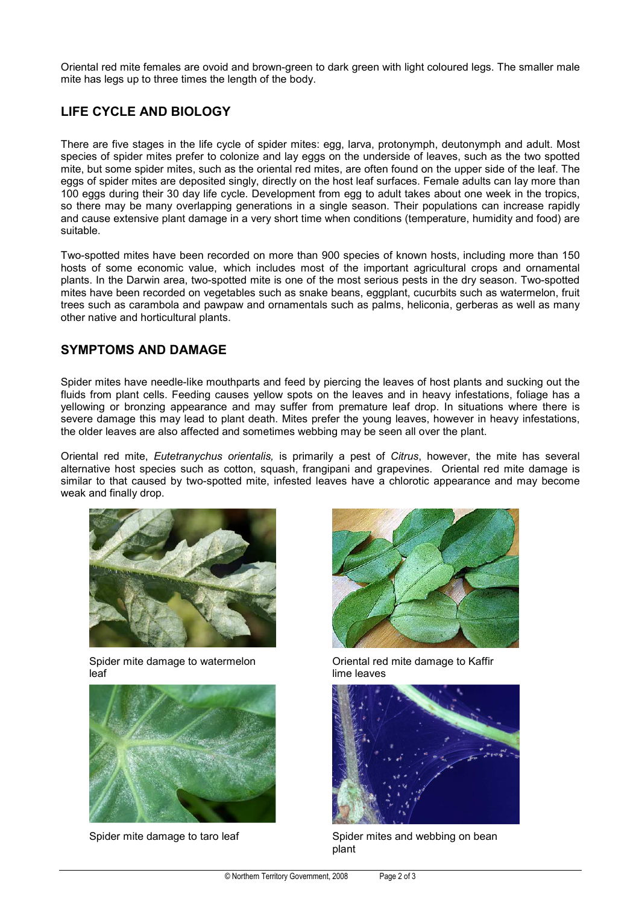Oriental red mite females are ovoid and brown-green to dark green with light coloured legs. The smaller male mite has legs up to three times the length of the body.

## LIFE CYCLE AND BIOLOGY

There are five stages in the life cycle of spider mites: egg, larva, protonymph, deutonymph and adult. Most species of spider mites prefer to colonize and lay eggs on the underside of leaves, such as the two spotted mite, but some spider mites, such as the oriental red mites, are often found on the upper side of the leaf. The eggs of spider mites are deposited singly, directly on the host leaf surfaces. Female adults can lay more than 100 eggs during their 30 day life cycle. Development from egg to adult takes about one week in the tropics, so there may be many overlapping generations in a single season. Their populations can increase rapidly and cause extensive plant damage in a very short time when conditions (temperature, humidity and food) are suitable.

Two-spotted mites have been recorded on more than 900 species of known hosts, including more than 150 hosts of some economic value, which includes most of the important agricultural crops and ornamental plants. In the Darwin area, two-spotted mite is one of the most serious pests in the dry season. Two-spotted mites have been recorded on vegetables such as snake beans, eggplant, cucurbits such as watermelon, fruit trees such as carambola and pawpaw and ornamentals such as palms, heliconia, gerberas as well as many other native and horticultural plants.

## SYMPTOMS AND DAMAGE

Spider mites have needle-like mouthparts and feed by piercing the leaves of host plants and sucking out the fluids from plant cells. Feeding causes yellow spots on the leaves and in heavy infestations, foliage has a yellowing or bronzing appearance and may suffer from premature leaf drop. In situations where there is severe damage this may lead to plant death. Mites prefer the young leaves, however in heavy infestations, the older leaves are also affected and sometimes webbing may be seen all over the plant.

Oriental red mite, *Eutetranychus orientalis,* is primarily a pest of *Citrus*, however, the mite has several alternative host species such as cotton, squash, frangipani and grapevines. Oriental red mite damage is similar to that caused by two-spotted mite, infested leaves have a chlorotic appearance and may become weak and finally drop.

Spider mite damage to watermelon leaf

Oriental red mite damage to Kaffir lime leaves

Spider mite damage to taro leaf

Spider mites and webbing on bean plant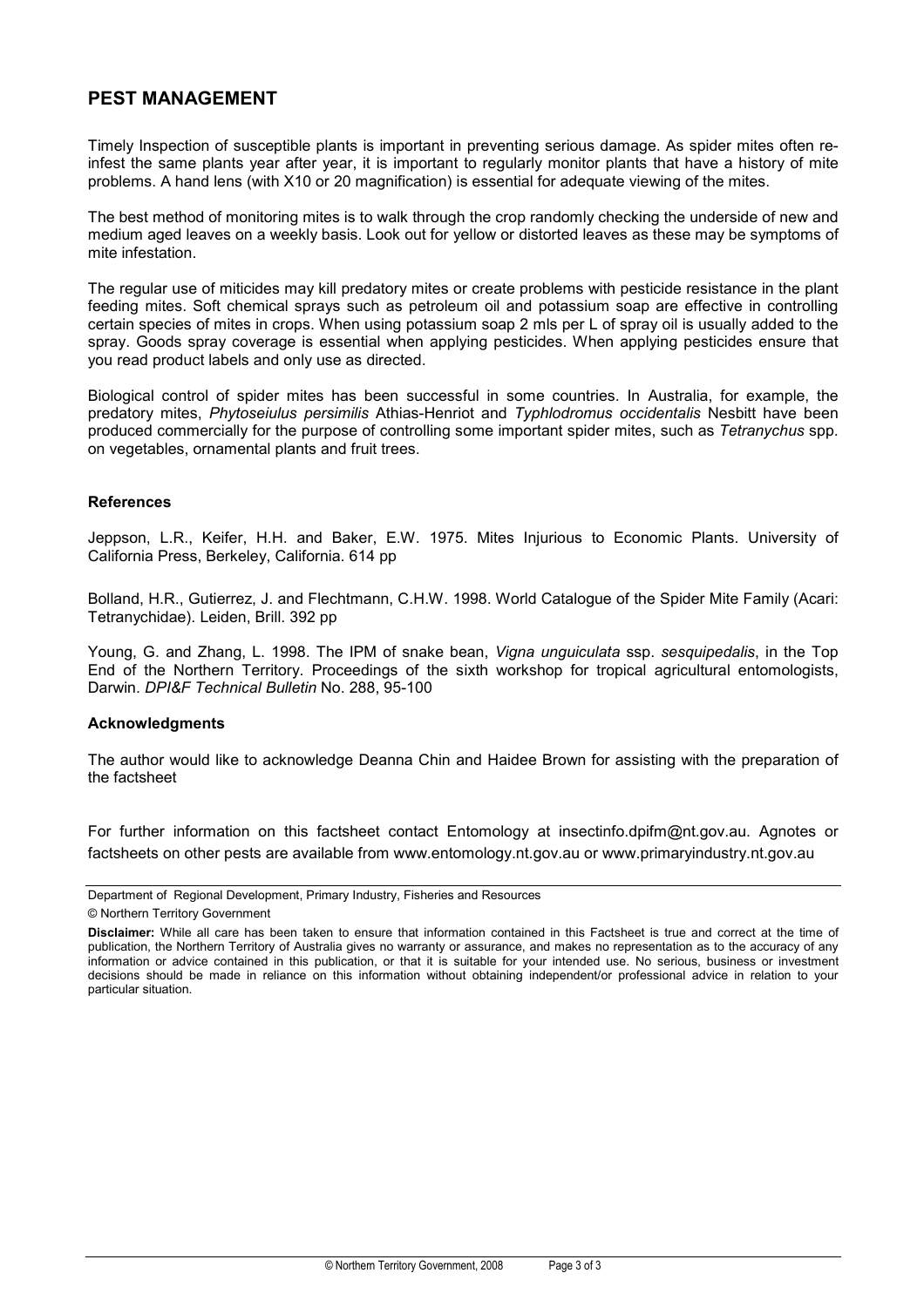## PEST MANAGEMENT

Timely Inspection of susceptible plants is important in preventing serious damage. As spider mites often re-infest the same plants year after year, it is important to regularly monitor plants that have a history of mite problems. A hand lens (with X10 or 20 magnification) is essential for adequate viewing of the mites.

The best method of monitoring mites is to walk through the crop randomly checking the underside of new and medium aged leaves on a weekly basis. Look out for yellow or distorted leaves as these may be symptoms of mite infestation.

The regular use of miticides may kill predatory mites or create problems with pesticide resistance in the plant feeding mites. Soft chemical sprays such as petroleum oil and potassium soap are effective in controlling certain species of mites in crops. When using potassium soap 2 mls per L of spray oil is usually added to the spray. Goods spray coverage is essential when applying pesticides. When applying pesticides ensure that you read product labels and only use as directed.

Biological control of spider mites has been successful in some countries. In Australia, for example, the predatory mites, *Phytoseiulus persimilis* Athias-Henriot and *Typhlodromus occidentalis* Nesbitt have been produced commercially for the purpose of controlling some important spider mites, such as *Tetranychus* spp. on vegetables, ornamental plants and fruit trees.

### References

Jeppson, L.R., Keifer, H.H. and Baker, E.W. 1975. Mites Injurious to Economic Plants. University of California Press, Berkeley, California. 614 pp

Bolland, H.R., Gutierrez, J. and Flechtmann, C.H.W. 1998. World Catalogue of the Spider Mite Family (Acari: Tetranychidae). Leiden, Brill. 392 pp

Young, G. and Zhang, L. 1998. The IPM of snake bean, *Vigna unguiculata* ssp. *sesquipedalis*, in the Top End of the Northern Territory. Proceedings of the sixth workshop for tropical agricultural entomologists, Darwin. *DPI&F Technical Bulletin* No. 288, 95-100

### Acknowledgments

The author would like to acknowledge Deanna Chin and Haidee Brown for assisting with the preparation of the factsheet

For further information on this factsheet contact Entomology at insectinfo.dpifm@nt.gov.au. Agnotes or factsheets on other pests are available from www.entomology.nt.gov.au or www.primaryindustry.nt.gov.au

Department of Regional Development, Primary Industry, Fisheries and Resources

© Northern Territory Government

**Disclaimer:** While all care has been taken to ensure that information contained in this Factsheet is true and correct at the time of publication, the Northern Territory of Australia gives no warranty or assurance, and makes no representation as to the accuracy of any information or advice contained in this publication, or that it is suitable for your intended use. No serious, business or investment decisions should be made in reliance on this information without obtaining independent/or professional advice in relation to your particular situation.